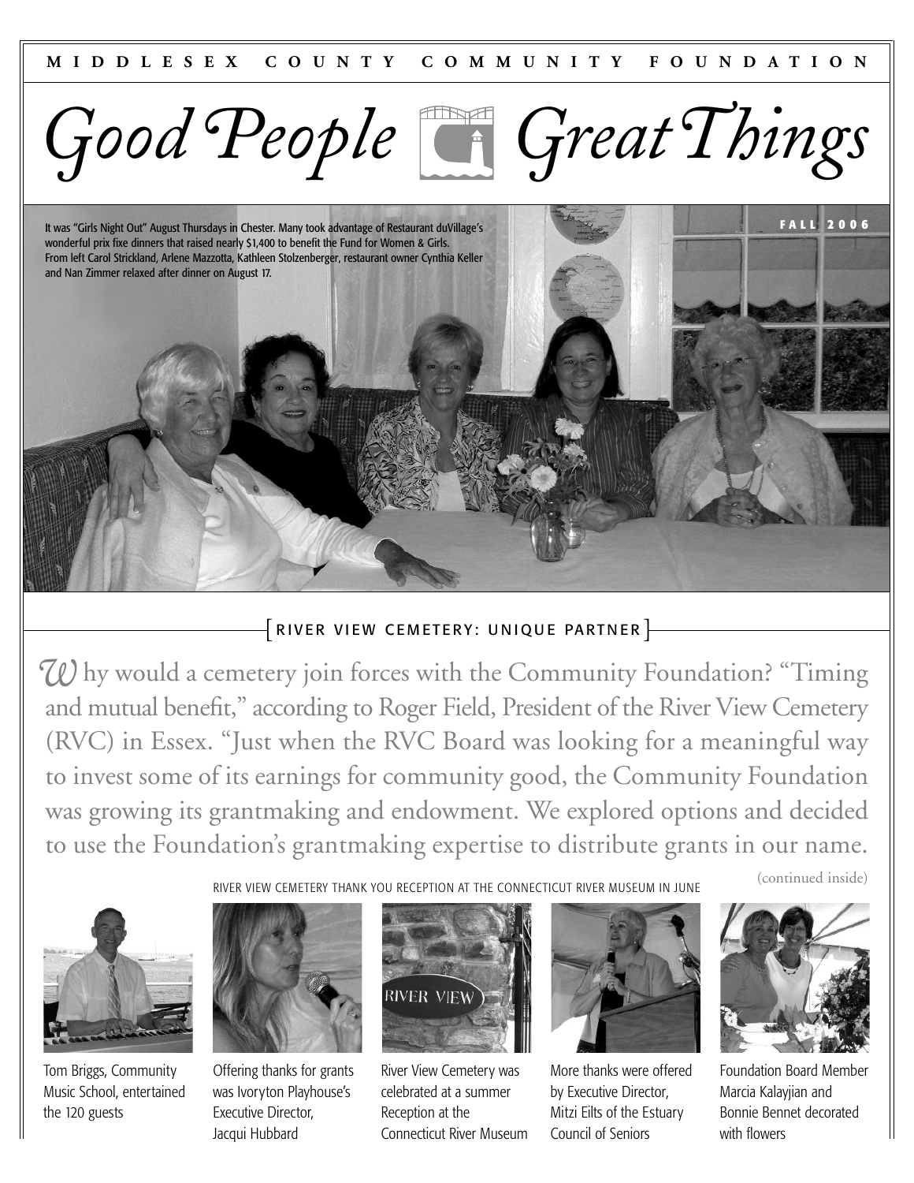MIDDLESEX COUNTY COMMUNITY FOUNDATION

# Good People Great Things

FALL 2006

It was "Girls Night Out" August Thursdays in Chester. Many took advantage of Restaurant duVillage's wonderful prix fixe dinners that raised nearly $1,400 to benefit the Fund for Women & Girls. From left Carol Strickland, Arlene Mazzotta, Kathleen Stolzenberger, restaurant owner Cynthia Keller and Nan Zimmer relaxed after dinner on August 17.

## [ RIVER VIEW CEMETERY: UNIQUE PARTNER ]

Why would a cemetery join forces with the Community Foundation? "Timing and mutual benefit," according to Roger Field, President of the River View Cemetery (RVC) in Essex. "Just when the RVC Board was looking for a meaningful way to invest some of its earnings for community good, the Community Foundation was growing its grantmaking and endowment. We explored options and decided to use the Foundation's grantmaking expertise to distribute grants in our name.

(continued inside)

RIVER VIEW CEMETERY THANK YOU RECEPTION AT THE CONNECTICUT RIVER MUSEUM IN JUNE

Tom Briggs, Community Music School, entertained the 120 guests

Offering thanks for grants was Ivoryton Playhouse's Executive Director, Jacqui Hubbard

River View Cemetery was celebrated at a summer Reception at the Connecticut River Museum

More thanks were offered by Executive Director, Mitzi Eilts of the Estuary Council of Seniors

Foundation Board Member Marcia Kalayjian and Bonnie Bennet decorated with flowers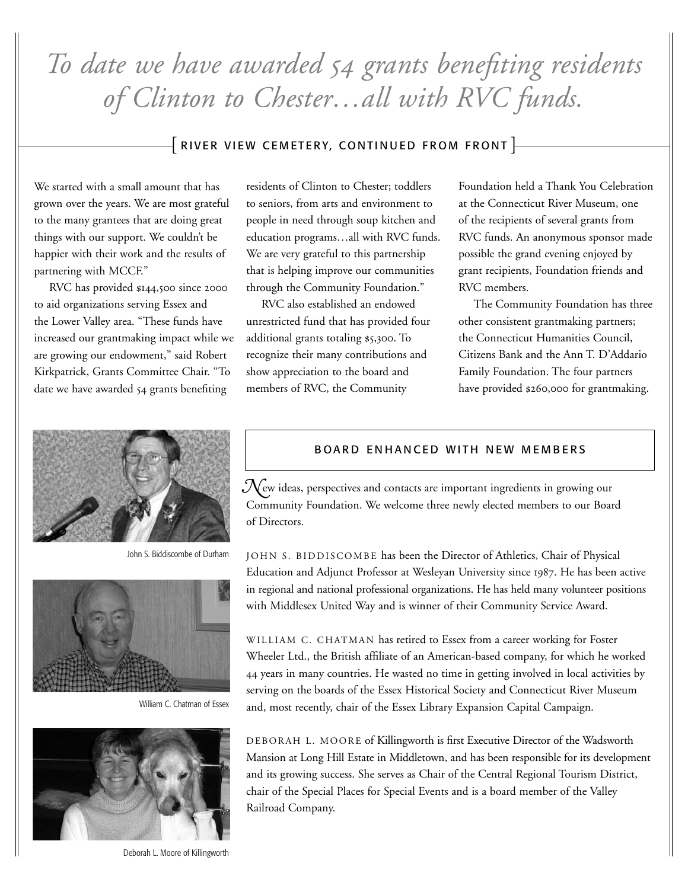*To date we have awarded 54 grants benefiting residents of Clinton to Chester…all with RVC funds.*

## [ RIVER VIEW CEMETERY, CONTINUED FROM FRONT ]

We started with a small amount that has grown over the years. We are most grateful to the many grantees that are doing great things with our support. We couldn't be happier with their work and the results of partnering with MCCF."

RVC has provided $144,500 since 2000 to aid organizations serving Essex and the Lower Valley area. "These funds have increased our grantmaking impact while we are growing our endowment," said Robert Kirkpatrick, Grants Committee Chair. "To date we have awarded 54 grants benefiting residents of Clinton to Chester; toddlers to seniors, from arts and environment to people in need through soup kitchen and education programs…all with RVC funds. We are very grateful to this partnership that is helping improve our communities through the Community Foundation."

RVC also established an endowed unrestricted fund that has provided four additional grants totaling $5,300. To recognize their many contributions and show appreciation to the board and members of RVC, the Community Foundation held a Thank You Celebration at the Connecticut River Museum, one of the recipients of several grants from RVC funds. An anonymous sponsor made possible the grand evening enjoyed by grant recipients, Foundation friends and RVC members.

The Community Foundation has three other consistent grantmaking partners; the Connecticut Humanities Council, Citizens Bank and the Ann T. D'Addario Family Foundation. The four partners have provided $260,000 for grantmaking.

## BOARD ENHANCED WITH NEW MEMBERS

New ideas, perspectives and contacts are important ingredients in growing our Community Foundation. We welcome three newly elected members to our Board of Directors.

John S. Biddiscombe of Durham

JOHN S. BIDDISCOMBE has been the Director of Athletics, Chair of Physical Education and Adjunct Professor at Wesleyan University since 1987. He has been active in regional and national professional organizations. He has held many volunteer positions with Middlesex United Way and is winner of their Community Service Award.

William C. Chatman of Essex

WILLIAM C. CHATMAN has retired to Essex from a career working for Foster Wheeler Ltd., the British affiliate of an American-based company, for which he worked 44 years in many countries. He wasted no time in getting involved in local activities by serving on the boards of the Essex Historical Society and Connecticut River Museum and, most recently, chair of the Essex Library Expansion Capital Campaign.

Deborah L. Moore of Killingworth

DEBORAH L. MOORE of Killingworth is first Executive Director of the Wadsworth Mansion at Long Hill Estate in Middletown, and has been responsible for its development and its growing success. She serves as Chair of the Central Regional Tourism District, chair of the Special Places for Special Events and is a board member of the Valley Railroad Company.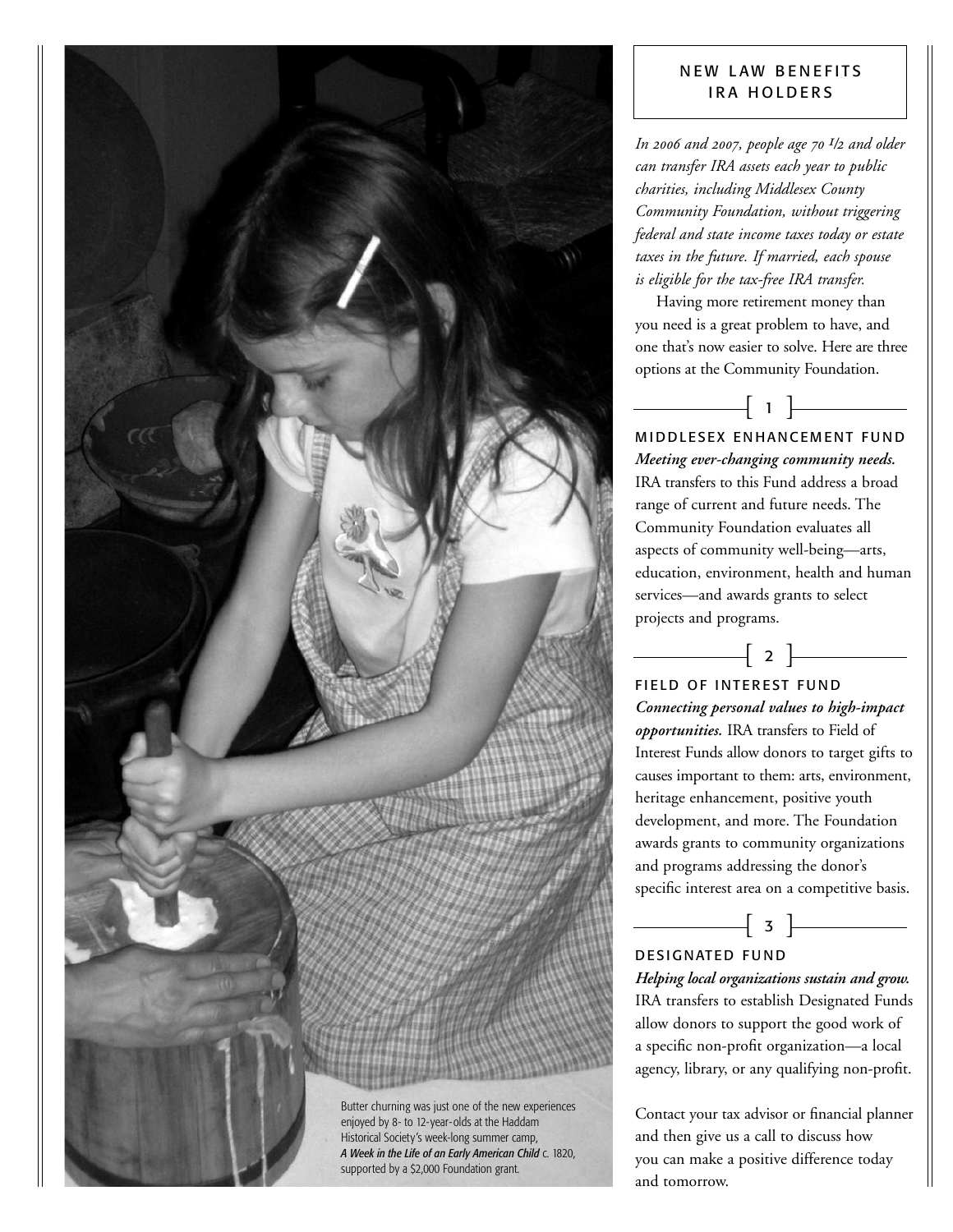Butter churning was just one of the new experiences enjoyed by 8- to 12-year-olds at the Haddam Historical Society's week-long summer camp, ***A Week in the Life of an Early American Child*** c. 1820, supported by a $2,000 Foundation grant.

## NEW LAW BENEFITS IRA HOLDERS

*In 2006 and 2007, people age 70 ½ and older can transfer IRA assets each year to public charities, including Middlesex County Community Foundation, without triggering federal and state income taxes today or estate taxes in the future. If married, each spouse is eligible for the tax-free IRA transfer.*

Having more retirement money than you need is a great problem to have, and one that's now easier to solve. Here are three options at the Community Foundation.

[ 1 ]

### MIDDLESEX ENHANCEMENT FUND

***Meeting ever-changing community needs.*** IRA transfers to this Fund address a broad range of current and future needs. The Community Foundation evaluates all aspects of community well-being—arts, education, environment, health and human services—and awards grants to select projects and programs.

[ 2 ]

### FIELD OF INTEREST FUND

***Connecting personal values to high-impact opportunities.*** IRA transfers to Field of Interest Funds allow donors to target gifts to causes important to them: arts, environment, heritage enhancement, positive youth development, and more. The Foundation awards grants to community organizations and programs addressing the donor's specific interest area on a competitive basis.

[ 3 ]

### DESIGNATED FUND

***Helping local organizations sustain and grow.*** IRA transfers to establish Designated Funds allow donors to support the good work of a specific non-profit organization—a local agency, library, or any qualifying non-profit.

Contact your tax advisor or financial planner and then give us a call to discuss how you can make a positive difference today and tomorrow.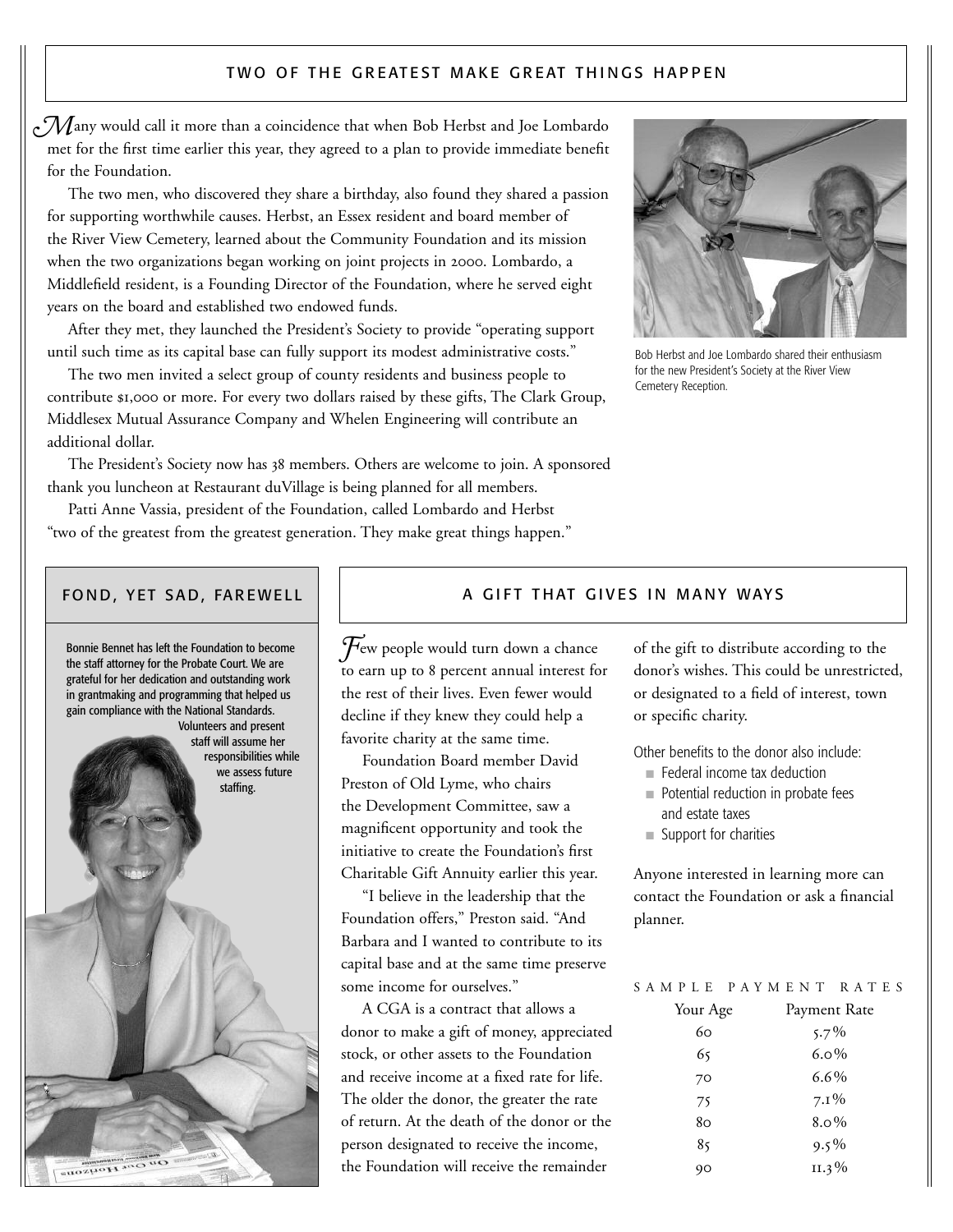## TWO OF THE GREATEST MAKE GREAT THINGS HAPPEN

Many would call it more than a coincidence that when Bob Herbst and Joe Lombardo met for the first time earlier this year, they agreed to a plan to provide immediate benefit for the Foundation.

The two men, who discovered they share a birthday, also found they shared a passion for supporting worthwhile causes. Herbst, an Essex resident and board member of the River View Cemetery, learned about the Community Foundation and its mission when the two organizations began working on joint projects in 2000. Lombardo, a Middlefield resident, is a Founding Director of the Foundation, where he served eight years on the board and established two endowed funds.

After they met, they launched the President's Society to provide "operating support until such time as its capital base can fully support its modest administrative costs."

The two men invited a select group of county residents and business people to contribute $1,000 or more. For every two dollars raised by these gifts, The Clark Group, Middlesex Mutual Assurance Company and Whelen Engineering will contribute an additional dollar.

The President's Society now has 38 members. Others are welcome to join. A sponsored thank you luncheon at Restaurant duVillage is being planned for all members.

Patti Anne Vassia, president of the Foundation, called Lombardo and Herbst "two of the greatest from the greatest generation. They make great things happen."

Bob Herbst and Joe Lombardo shared their enthusiasm for the new President's Society at the River View Cemetery Reception.

## FOND, YET SAD, FAREWELL

Bonnie Bennet has left the Foundation to become the staff attorney for the Probate Court. We are grateful for her dedication and outstanding work in grantmaking and programming that helped us gain compliance with the National Standards. Volunteers and present staff will assume her responsibilities while we assess future staffing.

## A GIFT THAT GIVES IN MANY WAYS

Few people would turn down a chance to earn up to 8 percent annual interest for the rest of their lives. Even fewer would decline if they knew they could help a favorite charity at the same time.

Foundation Board member David Preston of Old Lyme, who chairs the Development Committee, saw a magnificent opportunity and took the initiative to create the Foundation's first Charitable Gift Annuity earlier this year.

"I believe in the leadership that the Foundation offers," Preston said. "And Barbara and I wanted to contribute to its capital base and at the same time preserve some income for ourselves."

A CGA is a contract that allows a donor to make a gift of money, appreciated stock, or other assets to the Foundation and receive income at a fixed rate for life. The older the donor, the greater the rate of return. At the death of the donor or the person designated to receive the income, the Foundation will receive the remainder of the gift to distribute according to the donor's wishes. This could be unrestricted, or designated to a field of interest, town or specific charity.

Other benefits to the donor also include:

- Federal income tax deduction
- Potential reduction in probate fees and estate taxes
- Support for charities

Anyone interested in learning more can contact the Foundation or ask a financial planner.

SAMPLE PAYMENT RATES

| Your Age | Payment Rate |
|---|---|
| 60 | 5.7% |
| 65 | 6.0% |
| 70 | 6.6% |
| 75 | 7.1% |
| 80 | 8.0% |
| 85 | 9.5% |
| 90 | 11.3% |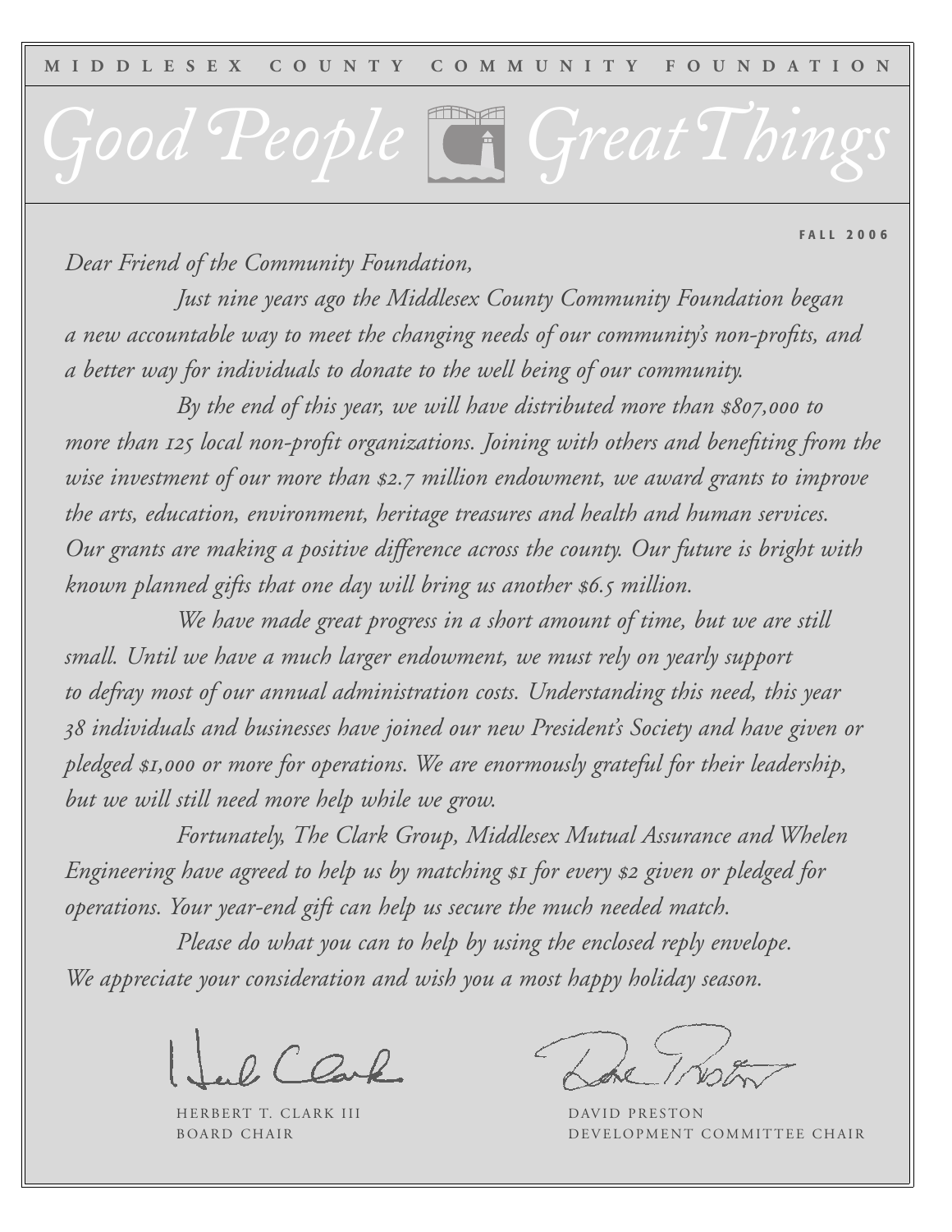MIDDLESEX COUNTY COMMUNITY FOUNDATION

# *Good People Great Things*

**FALL 2006**

*Dear Friend of the Community Foundation,*

*Just nine years ago the Middlesex County Community Foundation began a new accountable way to meet the changing needs of our community's non-profits, and a better way for individuals to donate to the well being of our community.*

*By the end of this year, we will have distributed more than $807,000 to more than 125 local non-profit organizations. Joining with others and benefiting from the wise investment of our more than $2.7 million endowment, we award grants to improve the arts, education, environment, heritage treasures and health and human services. Our grants are making a positive difference across the county. Our future is bright with known planned gifts that one day will bring us another $6.5 million.*

*We have made great progress in a short amount of time, but we are still small. Until we have a much larger endowment, we must rely on yearly support to defray most of our annual administration costs. Understanding this need, this year 38 individuals and businesses have joined our new President's Society and have given or pledged $1,000 or more for operations. We are enormously grateful for their leadership, but we will still need more help while we grow.*

*Fortunately, The Clark Group, Middlesex Mutual Assurance and Whelen Engineering have agreed to help us by matching $1 for every $2 given or pledged for operations. Your year-end gift can help us secure the much needed match.*

*Please do what you can to help by using the enclosed reply envelope. We appreciate your consideration and wish you a most happy holiday season.*

HERBERT T. CLARK III
BOARD CHAIR

DAVID PRESTON
DEVELOPMENT COMMITTEE CHAIR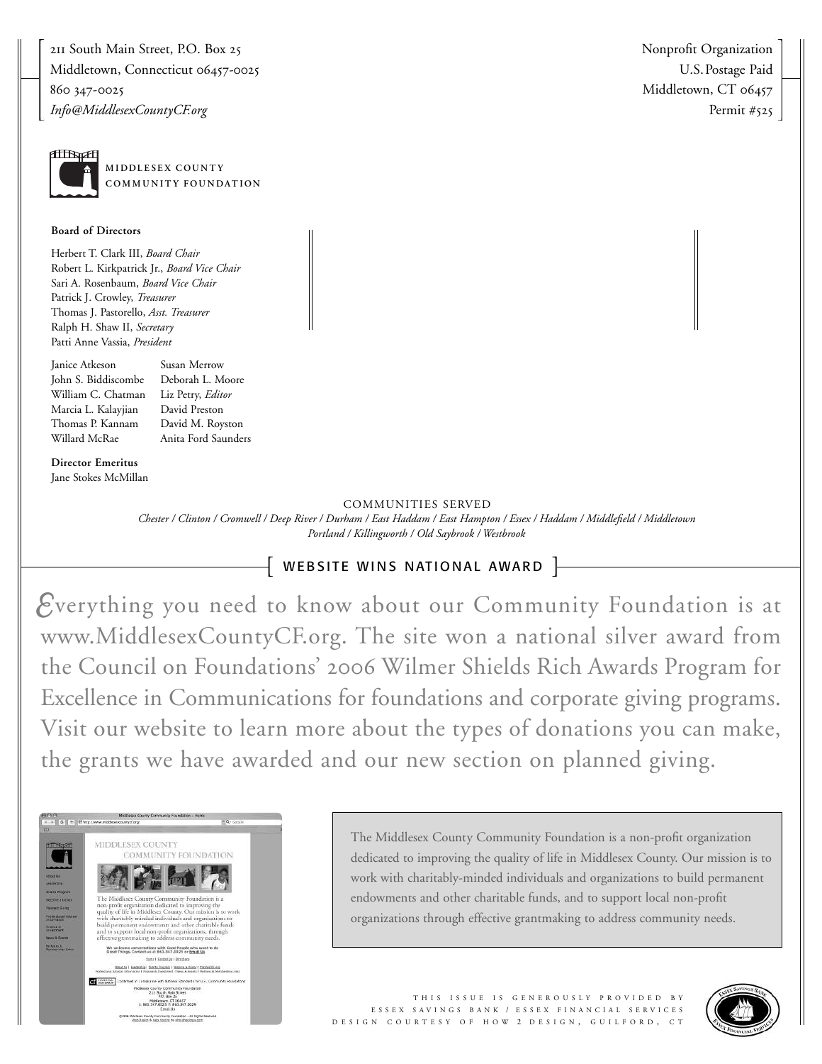211 South Main Street, P.O. Box 25
Middletown, Connecticut 06457-0025
860 347-0025
*Info@MiddlesexCountyCF.org*

Nonprofit Organization
U.S. Postage Paid
Middletown, CT 06457
Permit #525

MIDDLESEX COUNTY
COMMUNITY FOUNDATION

**Board of Directors**

Herbert T. Clark III, *Board Chair*
Robert L. Kirkpatrick Jr., *Board Vice Chair*
Sari A. Rosenbaum, *Board Vice Chair*
Patrick J. Crowley, *Treasurer*
Thomas J. Pastorello, *Asst. Treasurer*
Ralph H. Shaw II, *Secretary*
Patti Anne Vassia, *President*

Janice Atkeson
John S. Biddiscombe
William C. Chatman
Marcia L. Kalayjian
Thomas P. Kannam
Willard McRae
Susan Merrow
Deborah L. Moore
Liz Petry, *Editor*
David Preston
David M. Royston
Anita Ford Saunders

**Director Emeritus**
Jane Stokes McMillan

COMMUNITIES SERVED

*Chester / Clinton / Cromwell / Deep River / Durham / East Haddam / East Hampton / Essex / Haddam / Middlefield / Middletown Portland / Killingworth / Old Saybrook / Westbrook*

## WEBSITE WINS NATIONAL AWARD

Everything you need to know about our Community Foundation is at www.MiddlesexCountyCF.org. The site won a national silver award from the Council on Foundations' 2006 Wilmer Shields Rich Awards Program for Excellence in Communications for foundations and corporate giving programs. Visit our website to learn more about the types of donations you can make, the grants we have awarded and our new section on planned giving.

The Middlesex County Community Foundation is a non-profit organization dedicated to improving the quality of life in Middlesex County. Our mission is to work with charitably-minded individuals and organizations to build permanent endowments and other charitable funds, and to support local non-profit organizations through effective grantmaking to address community needs.

THIS ISSUE IS GENEROUSLY PROVIDED BY
ESSEX SAVINGS BANK / ESSEX FINANCIAL SERVICES
DESIGN COURTESY OF HOW 2 DESIGN, GUILFORD, CT